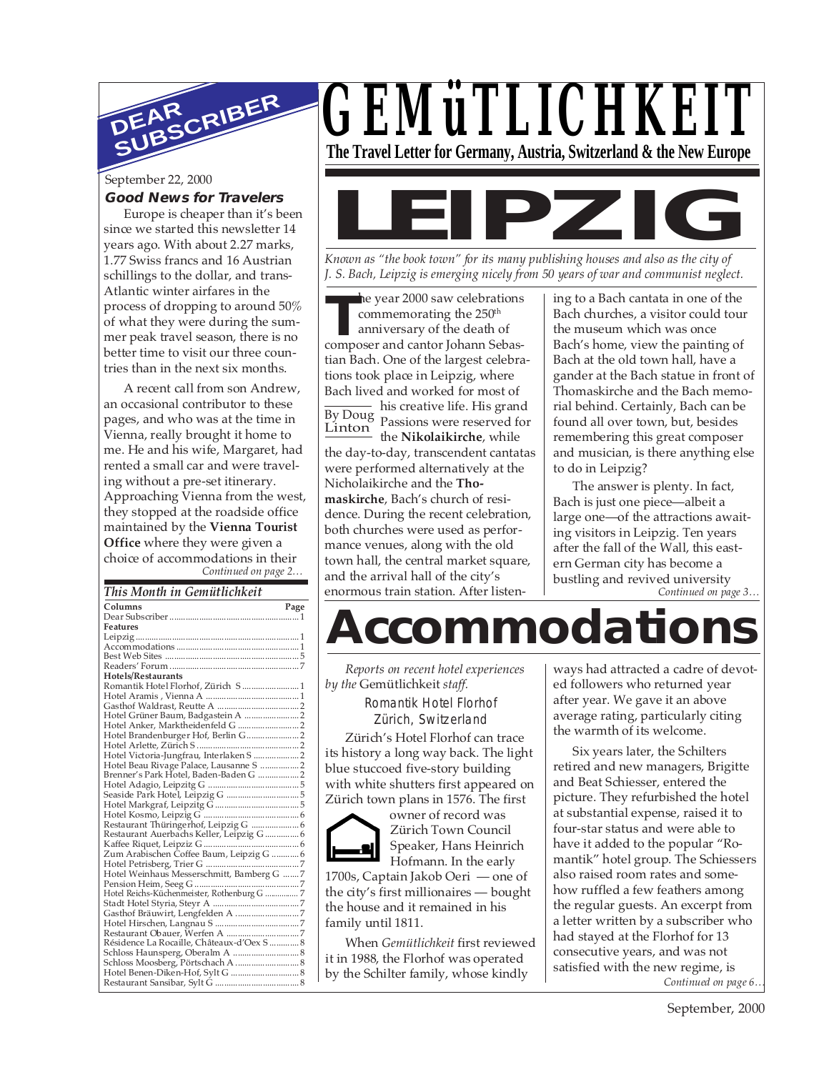# GEMüTLICHKEIT

**The Travel Letter for Germany, Austria, Switzerland & the New Europe**

## DEAR SUBSCRIBER

September 22, 2000

### Good News for Travelers

Europe is cheaper than it's been since we started this newsletter 14 years ago. With about 2.27 marks, 1.77 Swiss francs and 16 Austrian schillings to the dollar, and trans-Atlantic winter airfares in the process of dropping to around 50% of what they were during the summer peak travel season, there is no better time to visit our three countries than in the next six months.

A recent call from son Andrew, an occasional contributor to these pages, and who was at the time in Vienna, really brought it home to me. He and his wife, Margaret, had rented a small car and were traveling without a pre-set itinerary. Approaching Vienna from the west, they stopped at the roadside office maintained by the **Vienna Tourist Office** where they were given a choice of accommodations in their

*Continued on page 2…*

### This Month in Gemütlichkeit

| Columns | Page |
|---|---|
| Dear Subscriber | 1 |
| **Features** | |
| Leipzig | 1 |
| Accommodations | 1 |
| Best Web Sites | 5 |
| Readers' Forum | 7 |
| **Hotels/Restaurants** | |
| Romantik Hotel Florhof, Zürich S | 1 |
| Hotel Aramis , Vienna A | 1 |
| Gasthof Waldrast, Reutte A | 2 |
| Hotel Grüner Baum, Badgastein A | 2 |
| Hotel Anker, Marktheidenfeld G | 2 |
| Hotel Brandenburger Hof, Berlin G | 2 |
| Hotel Arlette, Zürich S | 2 |
| Hotel Victoria-Jungfrau, Interlaken S | 2 |
| Hotel Beau Rivage Palace, Lausanne S | 2 |
| Brenner's Park Hotel, Baden-Baden G | 2 |
| Hotel Adagio, Leipzig G | 5 |
| Seaside Park Hotel, Leipzig G | 5 |
| Hotel Markgraf, Leipzig G | 5 |
| Hotel Kosmo, Leipzig G | 6 |
| Restaurant Thüringerhof, Leipzig G | 6 |
| Restaurant Auerbachs Keller, Leipzig G | 6 |
| Kaffee Riquet, Leipziz G | 6 |
| Zum Arabischen Coffee Baum, Leipzig G | 6 |
| Hotel Petrisberg, Trier G | 7 |
| Hotel Weinhaus Messerschmitt, Bamberg G | 7 |
| Pension Heim, Seeg G | 7 |
| Hotel Reichs-Küchenmeister, Rothenburg G | 7 |
| Stadt Hotel Styria, Steyr A | 7 |
| Gasthof Bräuwirt, Lengfelden A | 7 |
| Hotel Hirschen, Langnau S | 7 |
| Restaurant Obauer, Werfen A | 7 |
| Résidence La Rocaille, Châteaux-d'Oex S | 8 |
| Schloss Haunsperg, Oberalm A | 8 |
| Schloss Moosberg, Pörtschach A | 8 |
| Hotel Benen-Diken-Hof, Sylt G | 8 |
| Restaurant Sansibar, Sylt G | 8 |

# LEIPZIG

*Known as "the book town" for its many publishing houses and also as the city of J. S. Bach, Leipzig is emerging nicely from 50 years of war and communist neglect.*

By Doug Linton

The year 2000 saw celebrations commemorating the 250th anniversary of the death of composer and cantor Johann Sebastian Bach. One of the largest celebrations took place in Leipzig, where Bach lived and worked for most of his creative life. His grand Passions were reserved for the **Nikolaikirche**, while the day-to-day, transcendent cantatas were performed alternatively at the Nicholaikirche and the **Thomaskirche**, Bach's church of residence. During the recent celebration, both churches were used as performance venues, along with the old town hall, the central market square, and the arrival hall of the city's enormous train station. After listening to a Bach cantata in one of the Bach churches, a visitor could tour the museum which was once Bach's home, view the painting of Bach at the old town hall, have a gander at the Bach statue in front of Thomaskirche and the Bach memorial behind. Certainly, Bach can be found all over town, but, besides remembering this great composer and musician, is there anything else to do in Leipzig?

The answer is plenty. In fact, Bach is just one piece—albeit a large one—of the attractions awaiting visitors in Leipzig. Ten years after the fall of the Wall, this eastern German city has become a bustling and revived university

*Continued on page 3…*

# Accommodations

*Reports on recent hotel experiences by the* Gemütlichkeit *staff.*

### Romantik Hotel Florhof
### Zürich, Switzerland

Zürich's Hotel Florhof can trace its history a long way back. The light blue stuccoed five-story building with white shutters first appeared on Zürich town plans in 1576. The first owner of record was Zürich Town Council Speaker, Hans Heinrich Hofmann. In the early 1700s, Captain Jakob Oeri — one of the city's first millionaires — bought the house and it remained in his family until 1811.

When *Gemütlichkeit* first reviewed it in 1988, the Florhof was operated by the Schilter family, whose kindly ways had attracted a cadre of devoted followers who returned year after year. We gave it an above average rating, particularly citing the warmth of its welcome.

Six years later, the Schilters retired and new managers, Brigitte and Beat Schiesser, entered the picture. They refurbished the hotel at substantial expense, raised it to four-star status and were able to have it added to the popular "Romantik" hotel group. The Schiessers also raised room rates and somehow ruffled a few feathers among the regular guests. An excerpt from a letter written by a subscriber who had stayed at the Florhof for 13 consecutive years, and was not satisfied with the new regime, is

*Continued on page 6…*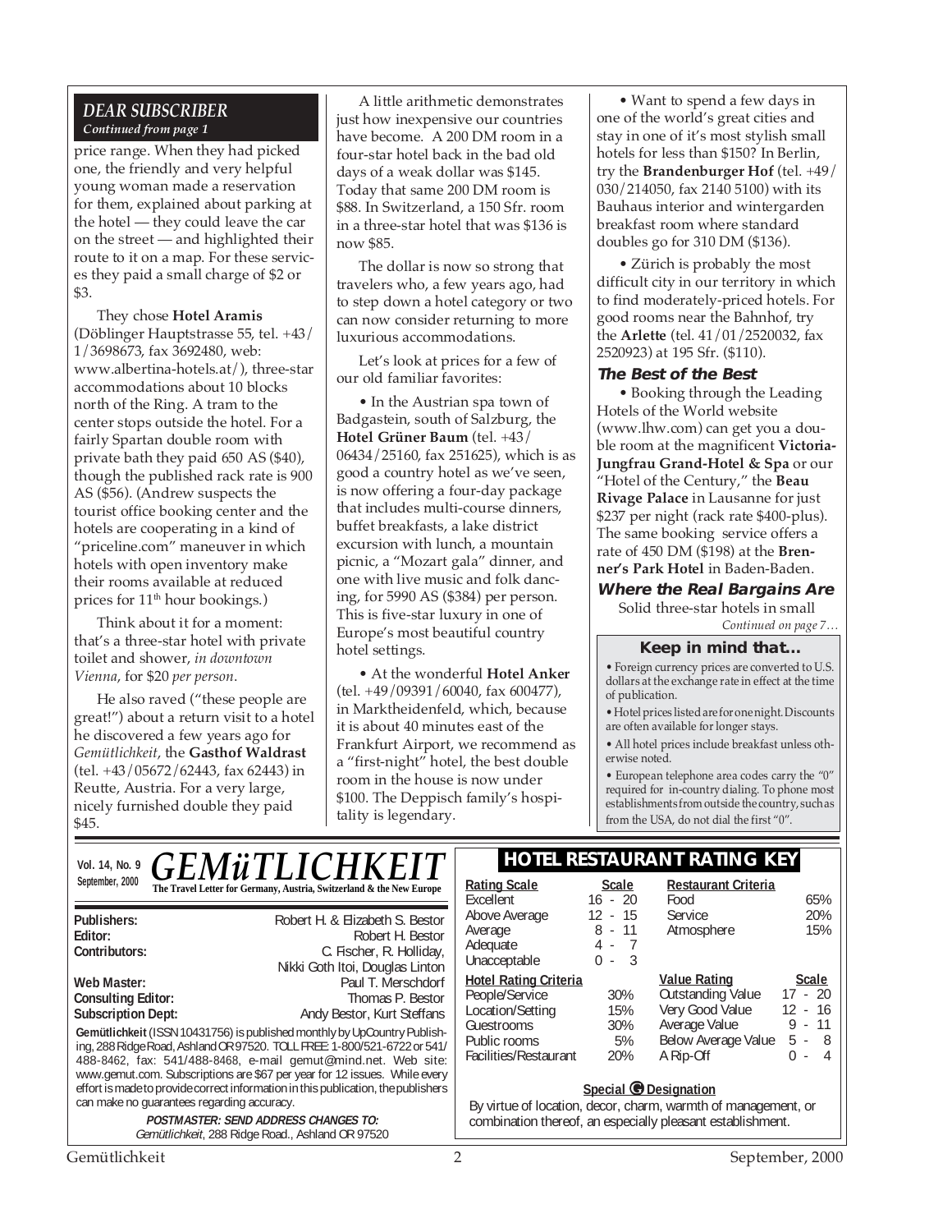## DEAR SUBSCRIBER

*Continued from page 1*

price range. When they had picked one, the friendly and very helpful young woman made a reservation for them, explained about parking at the hotel — they could leave the car on the street — and highlighted their route to it on a map. For these services they paid a small charge of $2 or $3.

They chose **Hotel Aramis** (Döblinger Hauptstrasse 55, tel. +43/1/3698673, fax 3692480, web: www.albertina-hotels.at/), three-star accommodations about 10 blocks north of the Ring. A tram to the center stops outside the hotel. For a fairly Spartan double room with private bath they paid 650 AS ($40), though the published rack rate is 900 AS ($56). (Andrew suspects the tourist office booking center and the hotels are cooperating in a kind of "priceline.com" maneuver in which hotels with open inventory make their rooms available at reduced prices for 11th hour bookings.)

Think about it for a moment: that's a three-star hotel with private toilet and shower, *in downtown Vienna*, for $20 *per person*.

He also raved ("these people are great!") about a return visit to a hotel he discovered a few years ago for *Gemütlichkeit*, the **Gasthof Waldrast** (tel. +43/05672/62443, fax 62443) in Reutte, Austria. For a very large, nicely furnished double they paid $45.

A little arithmetic demonstrates just how inexpensive our countries have become. A 200 DM room in a four-star hotel back in the bad old days of a weak dollar was $145. Today that same 200 DM room is $88. In Switzerland, a 150 Sfr. room in a three-star hotel that was $136 is now $85.

The dollar is now so strong that travelers who, a few years ago, had to step down a hotel category or two can now consider returning to more luxurious accommodations.

Let's look at prices for a few of our old familiar favorites:

• In the Austrian spa town of Badgastein, south of Salzburg, the **Hotel Grüner Baum** (tel. +43/06434/25160, fax 251625), which is as good a country hotel as we've seen, is now offering a four-day package that includes multi-course dinners, buffet breakfasts, a lake district excursion with lunch, a mountain picnic, a "Mozart gala" dinner, and one with live music and folk dancing, for 5990 AS ($384) per person. This is five-star luxury in one of Europe's most beautiful country hotel settings.

• At the wonderful **Hotel Anker** (tel. +49/09391/60040, fax 600477), in Marktheidenfeld, which, because it is about 40 minutes east of the Frankfurt Airport, we recommend as a "first-night" hotel, the best double room in the house is now under $100. The Deppisch family's hospitality is legendary.

• Want to spend a few days in one of the world's great cities and stay in one of it's most stylish small hotels for less than $150? In Berlin, try the **Brandenburger Hof** (tel. +49/030/214050, fax 2140 5100) with its Bauhaus interior and wintergarden breakfast room where standard doubles go for 310 DM ($136).

• Zürich is probably the most difficult city in our territory in which to find moderately-priced hotels. For good rooms near the Bahnhof, try the **Arlette** (tel. 41/01/2520032, fax 2520923) at 195 Sfr. ($110).

### The Best of the Best

• Booking through the Leading Hotels of the World website (www.lhw.com) can get you a double room at the magnificent **Victoria-Jungfrau Grand-Hotel & Spa** or our "Hotel of the Century," the **Beau Rivage Palace** in Lausanne for just $237 per night (rack rate $400-plus). The same booking service offers a rate of 450 DM ($198) at the **Brenner's Park Hotel** in Baden-Baden.

### Where the Real Bargains Are

Solid three-star hotels in small

*Continued on page 7…*

### Keep in mind that...

- Foreign currency prices are converted to U.S. dollars at the exchange rate in effect at the time of publication.
- Hotel prices listed are for one night. Discounts are often available for longer stays.
- All hotel prices include breakfast unless otherwise noted.
- European telephone area codes carry the "0" required for in-country dialing. To phone most establishments from outside the country, such as from the USA, do not dial the first "0".

---

Vol. 14, No. 9
September, 2000

# GEMüTLICHKEIT

**The Travel Letter for Germany, Austria, Switzerland & the New Europe**

| | |
|---|---|
| **Publishers:** | Robert H. & Elizabeth S. Bestor |
| **Editor:** | Robert H. Bestor |
| **Contributors:** | C. Fischer, R. Holliday, Nikki Goth Itoi, Douglas Linton |
| **Web Master:** | Paul T. Merschdorf |
| **Consulting Editor:** | Thomas P. Bestor |
| **Subscription Dept:** | Andy Bestor, Kurt Steffans |

**Gemütlichkeit** (ISSN 10431756) is published monthly by UpCountry Publishing, 288 Ridge Road, Ashland OR 97520. TOLL FREE: 1-800/521-6722 or 541/488-8462, fax: 541/488-8468, e-mail gemut@mind.net. Web site: www.gemut.com. Subscriptions are $67 per year for 12 issues. While every effort is made to provide correct information in this publication, the publishers can make no guarantees regarding accuracy.

**POSTMASTER: SEND ADDRESS CHANGES TO:**
*Gemütlichkeit*, 288 Ridge Road., Ashland OR 97520

## HOTEL RESTAURANT RATING KEY

| Rating Scale | Scale |
|---|---|
| Excellent | 16 - 20 |
| Above Average | 12 - 15 |
| Average | 8 - 11 |
| Adequate | 4 - 7 |
| Unacceptable | 0 - 3 |

| Hotel Rating Criteria | |
|---|---|
| People/Service | 30% |
| Location/Setting | 15% |
| Guestrooms | 30% |
| Public rooms | 5% |
| Facilities/Restaurant | 20% |

| Restaurant Criteria | |
|---|---|
| Food | 65% |
| Service | 20% |
| Atmosphere | 15% |

| Value Rating | Scale |
|---|---|
| Outstanding Value | 17 - 20 |
| Very Good Value | 12 - 16 |
| Average Value | 9 - 11 |
| Below Average Value | 5 - 8 |
| A Rip-Off | 0 - 4 |

**Special G Designation**

By virtue of location, decor, charm, warmth of management, or combination thereof, an especially pleasant establishment.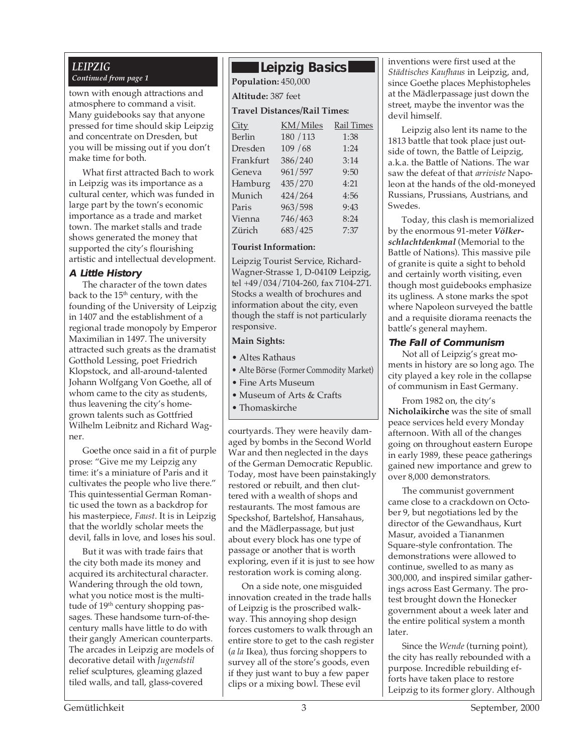*LEIPZIG*

*Continued from page 1*

town with enough attractions and atmosphere to command a visit. Many guidebooks say that anyone pressed for time should skip Leipzig and concentrate on Dresden, but you will be missing out if you don't make time for both.

What first attracted Bach to work in Leipzig was its importance as a cultural center, which was funded in large part by the town's economic importance as a trade and market town. The market stalls and trade shows generated the money that supported the city's flourishing artistic and intellectual development.

### A Little History

The character of the town dates back to the 15th century, with the founding of the University of Leipzig in 1407 and the establishment of a regional trade monopoly by Emperor Maximilian in 1497. The university attracted such greats as the dramatist Gotthold Lessing, poet Friedrich Klopstock, and all-around-talented Johann Wolfgang Von Goethe, all of whom came to the city as students, thus leavening the city's home-grown talents such as Gottfried Wilhelm Leibnitz and Richard Wagner.

Goethe once said in a fit of purple prose: "Give me my Leipzig any time: it's a miniature of Paris and it cultivates the people who live there." This quintessential German Romantic used the town as a backdrop for his masterpiece, *Faust*. It is in Leipzig that the worldly scholar meets the devil, falls in love, and loses his soul.

But it was with trade fairs that the city both made its money and acquired its architectural character. Wandering through the old town, what you notice most is the multitude of 19th century shopping passages. These handsome turn-of-the-century malls have little to do with their gangly American counterparts. The arcades in Leipzig are models of decorative detail with *Jugendstil* relief sculptures, gleaming glazed tiled walls, and tall, glass-covered courtyards. They were heavily damaged by bombs in the Second World War and then neglected in the days of the German Democratic Republic. Today, most have been painstakingly restored or rebuilt, and then cluttered with a wealth of shops and restaurants. The most famous are Speckshof, Bartelshof, Hansahaus, and the Mädlerpassage, but just about every block has one type of passage or another that is worth exploring, even if it is just to see how restoration work is coming along.

On a side note, one misguided innovation created in the trade halls of Leipzig is the proscribed walkway. This annoying shop design forces customers to walk through an entire store to get to the cash register (*a la* Ikea), thus forcing shoppers to survey all of the store's goods, even if they just want to buy a few paper clips or a mixing bowl. These evil inventions were first used at the *Städtisches Kaufhaus* in Leipzig, and, since Goethe places Mephistopheles at the Mädlerpassage just down the street, maybe the inventor was the devil himself.

Leipzig also lent its name to the 1813 battle that took place just outside of town, the Battle of Leipzig, a.k.a. the Battle of Nations. The war saw the defeat of that *arriviste* Napoleon at the hands of the old-moneyed Russians, Prussians, Austrians, and Swedes.

Today, this clash is memorialized by the enormous 91-meter ***Völkerschlachtdenkmal*** (Memorial to the Battle of Nations). This massive pile of granite is quite a sight to behold and certainly worth visiting, even though most guidebooks emphasize its ugliness. A stone marks the spot where Napoleon surveyed the battle and a requisite diorama reenacts the battle's general mayhem.

### The Fall of Communism

Not all of Leipzig's great moments in history are so long ago. The city played a key role in the collapse of communism in East Germany.

From 1982 on, the city's **Nicholaikirche** was the site of small peace services held every Monday afternoon. With all of the changes going on throughout eastern Europe in early 1989, these peace gatherings gained new importance and grew to over 8,000 demonstrators.

The communist government came close to a crackdown on October 9, but negotiations led by the director of the Gewandhaus, Kurt Masur, avoided a Tiananmen Square-style confrontation. The demonstrations were allowed to continue, swelled to as many as 300,000, and inspired similar gatherings across East Germany. The protest brought down the Honecker government about a week later and the entire political system a month later.

Since the *Wende* (turning point), the city has really rebounded with a purpose. Incredible rebuilding efforts have taken place to restore Leipzig to its former glory. Although

## Leipzig Basics

**Population:** 450,000

**Altitude:** 387 feet

**Travel Distances/Rail Times:**

| City | KM/Miles | Rail Times |
|---|---|---|
| Berlin | 180 / 113 | 1:38 |
| Dresden | 109 / 68 | 1:24 |
| Frankfurt | 386/240 | 3:14 |
| Geneva | 961/597 | 9:50 |
| Hamburg | 435/270 | 4:21 |
| Munich | 424/264 | 4:56 |
| Paris | 963/598 | 9:43 |
| Vienna | 746/463 | 8:24 |
| Zürich | 683/425 | 7:37 |

**Tourist Information:**

Leipzig Tourist Service, Richard-Wagner-Strasse 1, D-04109 Leipzig, tel +49/034/7104-260, fax 7104-271. Stocks a wealth of brochures and information about the city, even though the staff is not particularly responsive.

**Main Sights:**

- Altes Rathaus
- Alte Börse (Former Commodity Market)
- Fine Arts Museum
- Museum of Arts & Crafts
- Thomaskirche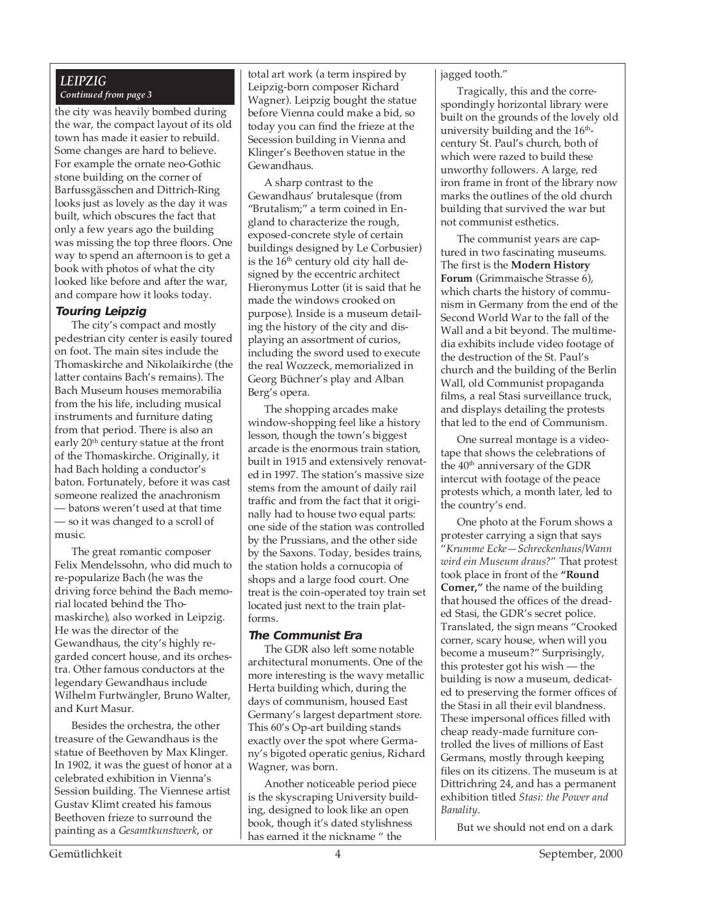*LEIPZIG*
*Continued from page 3*

the city was heavily bombed during the war, the compact layout of its old town has made it easier to rebuild. Some changes are hard to believe. For example the ornate neo-Gothic stone building on the corner of Barfussgässchen and Dittrich-Ring looks just as lovely as the day it was built, which obscures the fact that only a few years ago the building was missing the top three floors. One way to spend an afternoon is to get a book with photos of what the city looked like before and after the war, and compare how it looks today.

### Touring Leipzig

The city's compact and mostly pedestrian city center is easily toured on foot. The main sites include the Thomaskirche and Nikolaikirche (the latter contains Bach's remains). The Bach Museum houses memorabilia from the his life, including musical instruments and furniture dating from that period. There is also an early 20th century statue at the front of the Thomaskirche. Originally, it had Bach holding a conductor's baton. Fortunately, before it was cast someone realized the anachronism — batons weren't used at that time — so it was changed to a scroll of music.

The great romantic composer Felix Mendelssohn, who did much to re-popularize Bach (he was the driving force behind the Bach memorial located behind the Thomaskirche), also worked in Leipzig. He was the director of the Gewandhaus, the city's highly regarded concert house, and its orchestra. Other famous conductors at the legendary Gewandhaus include Wilhelm Furtwängler, Bruno Walter, and Kurt Masur.

Besides the orchestra, the other treasure of the Gewandhaus is the statue of Beethoven by Max Klinger. In 1902, it was the guest of honor at a celebrated exhibition in Vienna's Session building. The Viennese artist Gustav Klimt created his famous Beethoven frieze to surround the painting as a *Gesamtkunstwerk*, or total art work (a term inspired by Leipzig-born composer Richard Wagner). Leipzig bought the statue before Vienna could make a bid, so today you can find the frieze at the Secession building in Vienna and Klinger's Beethoven statue in the Gewandhaus.

A sharp contrast to the Gewandhaus' brutalesque (from "Brutalism;" a term coined in England to characterize the rough, exposed-concrete style of certain buildings designed by Le Corbusier) is the 16th century old city hall designed by the eccentric architect Hieronymus Lotter (it is said that he made the windows crooked on purpose). Inside is a museum detailing the history of the city and displaying an assortment of curios, including the sword used to execute the real Wozzeck, memorialized in Georg Büchner's play and Alban Berg's opera.

The shopping arcades make window-shopping feel like a history lesson, though the town's biggest arcade is the enormous train station, built in 1915 and extensively renovated in 1997. The station's massive size stems from the amount of daily rail traffic and from the fact that it originally had to house two equal parts: one side of the station was controlled by the Prussians, and the other side by the Saxons. Today, besides trains, the station holds a cornucopia of shops and a large food court. One treat is the coin-operated toy train set located just next to the train platforms.

### The Communist Era

The GDR also left some notable architectural monuments. One of the more interesting is the wavy metallic Herta building which, during the days of communism, housed East Germany's largest department store. This 60's Op-art building stands exactly over the spot where Germany's bigoted operatic genius, Richard Wagner, was born.

Another noticeable period piece is the skyscraping University building, designed to look like an open book, though it's dated stylishness has earned it the nickname " the jagged tooth."

Tragically, this and the correspondingly horizontal library were built on the grounds of the lovely old university building and the 16th-century St. Paul's church, both of which were razed to build these unworthy followers. A large, red iron frame in front of the library now marks the outlines of the old church building that survived the war but not communist esthetics.

The communist years are captured in two fascinating museums. The first is the **Modern History Forum** (Grimmaische Strasse 6), which charts the history of communism in Germany from the end of the Second World War to the fall of the Wall and a bit beyond. The multimedia exhibits include video footage of the destruction of the St. Paul's church and the building of the Berlin Wall, old Communist propaganda films, a real Stasi surveillance truck, and displays detailing the protests that led to the end of Communism.

One surreal montage is a videotape that shows the celebrations of the 40th anniversary of the GDR intercut with footage of the peace protests which, a month later, led to the country's end.

One photo at the Forum shows a protester carrying a sign that says "*Krumme Ecke—Schreckenhaus/Wann wird ein Museum draus?*" That protest took place in front of the **"Round Corner,"** the name of the building that housed the offices of the dreaded Stasi, the GDR's secret police. Translated, the sign means "Crooked corner, scary house, when will you become a museum?" Surprisingly, this protester got his wish — the building is now a museum, dedicated to preserving the former offices of the Stasi in all their evil blandness. These impersonal offices filled with cheap ready-made furniture controlled the lives of millions of East Germans, mostly through keeping files on its citizens. The museum is at Dittrichring 24, and has a permanent exhibition titled *Stasi: the Power and Banality*.

But we should not end on a dark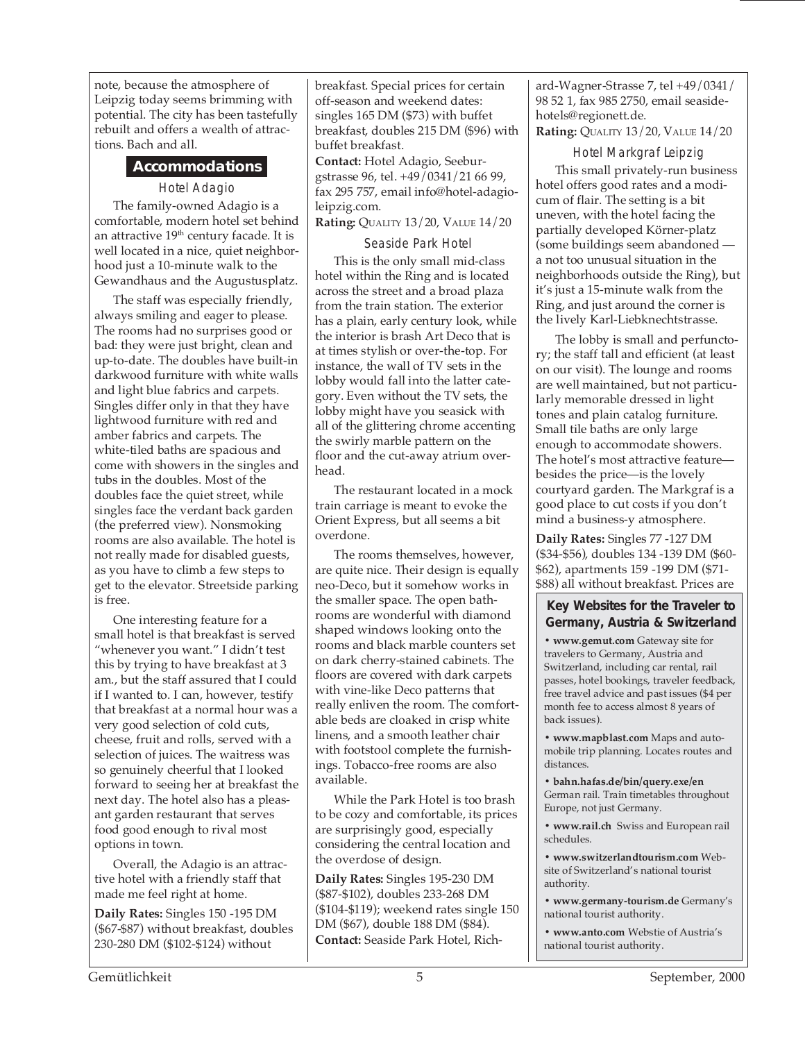note, because the atmosphere of Leipzig today seems brimming with potential. The city has been tastefully rebuilt and offers a wealth of attractions. Bach and all.

## Accommodations

### Hotel Adagio

The family-owned Adagio is a comfortable, modern hotel set behind an attractive 19th century facade. It is well located in a nice, quiet neighborhood just a 10-minute walk to the Gewandhaus and the Augustusplatz.

The staff was especially friendly, always smiling and eager to please. The rooms had no surprises good or bad: they were just bright, clean and up-to-date. The doubles have built-in darkwood furniture with white walls and light blue fabrics and carpets. Singles differ only in that they have lightwood furniture with red and amber fabrics and carpets. The white-tiled baths are spacious and come with showers in the singles and tubs in the doubles. Most of the doubles face the quiet street, while singles face the verdant back garden (the preferred view). Nonsmoking rooms are also available. The hotel is not really made for disabled guests, as you have to climb a few steps to get to the elevator. Streetside parking is free.

One interesting feature for a small hotel is that breakfast is served "whenever you want." I didn't test this by trying to have breakfast at 3 am., but the staff assured that I could if I wanted to. I can, however, testify that breakfast at a normal hour was a very good selection of cold cuts, cheese, fruit and rolls, served with a selection of juices. The waitress was so genuinely cheerful that I looked forward to seeing her at breakfast the next day. The hotel also has a pleasant garden restaurant that serves food good enough to rival most options in town.

Overall, the Adagio is an attractive hotel with a friendly staff that made me feel right at home.

**Daily Rates:** Singles 150 -195 DM ($67-$87) without breakfast, doubles 230-280 DM ($102-$124) without breakfast. Special prices for certain off-season and weekend dates: singles 165 DM ($73) with buffet breakfast, doubles 215 DM ($96) with buffet breakfast.

**Contact:** Hotel Adagio, Seeburgstrasse 96, tel. +49/0341/21 66 99, fax 295 757, email info@hotel-adagio-leipzig.com.

**Rating:** QUALITY 13/20, VALUE 14/20

### Seaside Park Hotel

This is the only small mid-class hotel within the Ring and is located across the street and a broad plaza from the train station. The exterior has a plain, early century look, while the interior is brash Art Deco that is at times stylish or over-the-top. For instance, the wall of TV sets in the lobby would fall into the latter category. Even without the TV sets, the lobby might have you seasick with all of the glittering chrome accenting the swirly marble pattern on the floor and the cut-away atrium overhead.

The restaurant located in a mock train carriage is meant to evoke the Orient Express, but all seems a bit overdone.

The rooms themselves, however, are quite nice. Their design is equally neo-Deco, but it somehow works in the smaller space. The open bathrooms are wonderful with diamond shaped windows looking onto the rooms and black marble counters set on dark cherry-stained cabinets. The floors are covered with dark carpets with vine-like Deco patterns that really enliven the room. The comfortable beds are cloaked in crisp white linens, and a smooth leather chair with footstool complete the furnishings. Tobacco-free rooms are also available.

While the Park Hotel is too brash to be cozy and comfortable, its prices are surprisingly good, especially considering the central location and the overdose of design.

**Daily Rates:** Singles 195-230 DM ($87-$102), doubles 233-268 DM ($104-$119); weekend rates single 150 DM ($67), double 188 DM ($84).

**Contact:** Seaside Park Hotel, Richard-Wagner-Strasse 7, tel +49/0341/98 52 1, fax 985 2750, email seaside-hotels@regionett.de.

**Rating:** QUALITY 13/20, VALUE 14/20

### Hotel Markgraf Leipzig

This small privately-run business hotel offers good rates and a modicum of flair. The setting is a bit uneven, with the hotel facing the partially developed Körner-platz (some buildings seem abandoned — a not too unusual situation in the neighborhoods outside the Ring), but it's just a 15-minute walk from the Ring, and just around the corner is the lively Karl-Liebknechtstrasse.

The lobby is small and perfunctory; the staff tall and efficient (at least on our visit). The lounge and rooms are well maintained, but not particularly memorable dressed in light tones and plain catalog furniture. Small tile baths are only large enough to accommodate showers. The hotel's most attractive feature—besides the price—is the lovely courtyard garden. The Markgraf is a good place to cut costs if you don't mind a business-y atmosphere.

**Daily Rates:** Singles 77 -127 DM ($34-$56), doubles 134 -139 DM ($60-$62), apartments 159 -199 DM ($71-$88) all without breakfast. Prices are

**Key Websites for the Traveler to Germany, Austria & Switzerland**

- **www.gemut.com** Gateway site for travelers to Germany, Austria and Switzerland, including car rental, rail passes, hotel bookings, traveler feedback, free travel advice and past issues ($4 per month fee to access almost 8 years of back issues).
- **www.mapblast.com** Maps and automobile trip planning. Locates routes and distances.
- **bahn.hafas.de/bin/query.exe/en** German rail. Train timetables throughout Europe, not just Germany.
- **www.rail.ch** Swiss and European rail schedules.
- **www.switzerlandtourism.com** Website of Switzerland's national tourist authority.
- **www.germany-tourism.de** Germany's national tourist authority.
- **www.anto.com** Webstie of Austria's national tourist authority.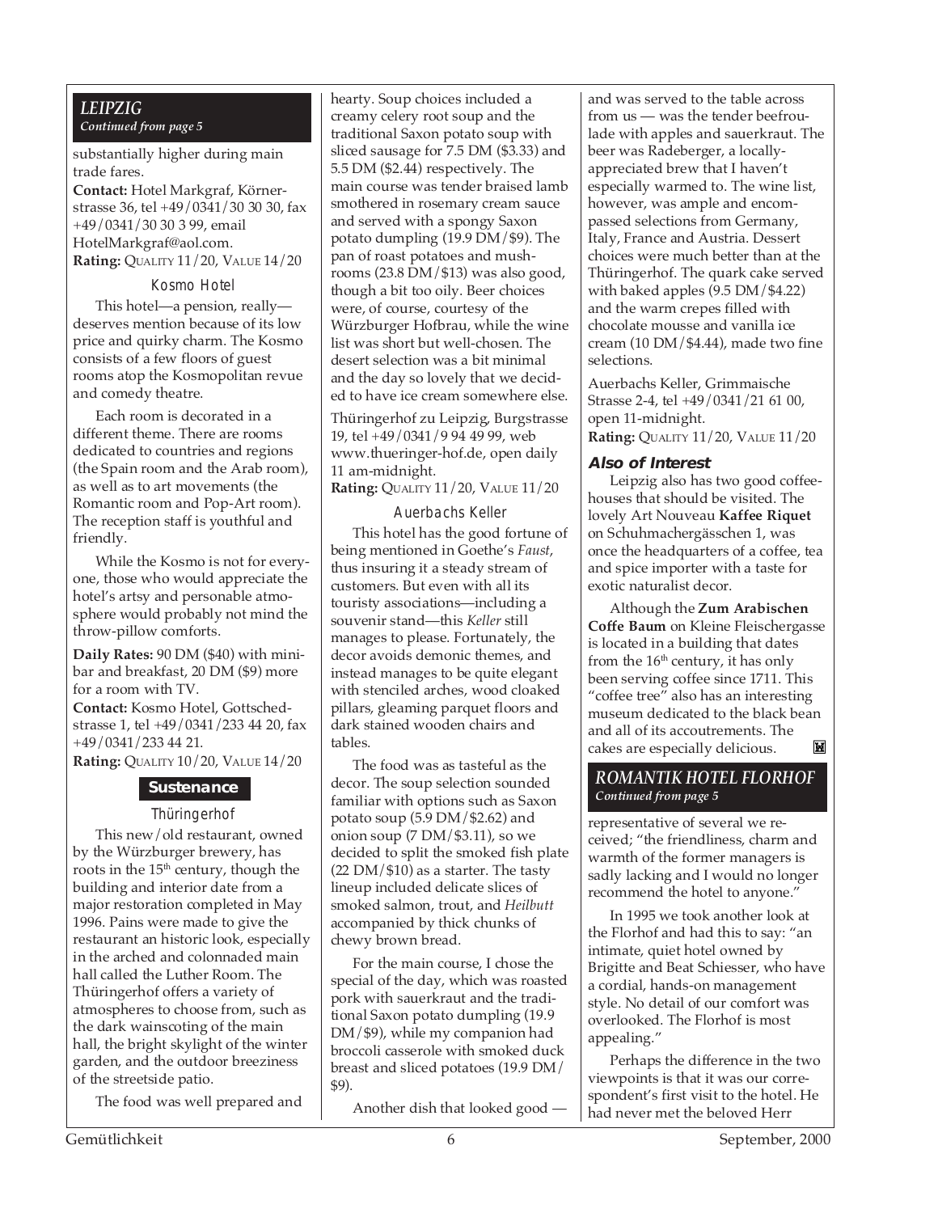## LEIPZIG
*Continued from page 5*

substantially higher during main trade fares.

**Contact:** Hotel Markgraf, Körnerstrasse 36, tel +49/0341/30 30 30, fax +49/0341/30 30 3 99, email HotelMarkgraf@aol.com.

**Rating:** QUALITY 11/20, VALUE 14/20

### Kosmo Hotel

This hotel—a pension, really—deserves mention because of its low price and quirky charm. The Kosmo consists of a few floors of guest rooms atop the Kosmopolitan revue and comedy theatre.

Each room is decorated in a different theme. There are rooms dedicated to countries and regions (the Spain room and the Arab room), as well as to art movements (the Romantic room and Pop-Art room). The reception staff is youthful and friendly.

While the Kosmo is not for everyone, those who would appreciate the hotel's artsy and personable atmosphere would probably not mind the throw-pillow comforts.

**Daily Rates:** 90 DM ($40) with minibar and breakfast, 20 DM ($9) more for a room with TV.

**Contact:** Kosmo Hotel, Gottschedstrasse 1, tel +49/0341/233 44 20, fax +49/0341/233 44 21.

**Rating:** QUALITY 10/20, VALUE 14/20

## Sustenance

### Thüringerhof

This new/old restaurant, owned by the Würzburger brewery, has roots in the 15th century, though the building and interior date from a major restoration completed in May 1996. Pains were made to give the restaurant an historic look, especially in the arched and colonnaded main hall called the Luther Room. The Thüringerhof offers a variety of atmospheres to choose from, such as the dark wainscoting of the main hall, the bright skylight of the winter garden, and the outdoor breeziness of the streetside patio.

The food was well prepared and hearty. Soup choices included a creamy celery root soup and the traditional Saxon potato soup with sliced sausage for 7.5 DM ($3.33) and 5.5 DM ($2.44) respectively. The main course was tender braised lamb smothered in rosemary cream sauce and served with a spongy Saxon potato dumpling (19.9 DM/$9). The pan of roast potatoes and mushrooms (23.8 DM/$13) was also good, though a bit too oily. Beer choices were, of course, courtesy of the Würzburger Hofbrau, while the wine list was short but well-chosen. The desert selection was a bit minimal and the day so lovely that we decided to have ice cream somewhere else.

Thüringerhof zu Leipzig, Burgstrasse 19, tel +49/0341/9 94 49 99, web www.thueringer-hof.de, open daily 11 am-midnight.

**Rating:** QUALITY 11/20, VALUE 11/20

### Auerbachs Keller

This hotel has the good fortune of being mentioned in Goethe's *Faust*, thus insuring it a steady stream of customers. But even with all its touristy associations—including a souvenir stand—this *Keller* still manages to please. Fortunately, the decor avoids demonic themes, and instead manages to be quite elegant with stenciled arches, wood cloaked pillars, gleaming parquet floors and dark stained wooden chairs and tables.

The food was as tasteful as the decor. The soup selection sounded familiar with options such as Saxon potato soup (5.9 DM/$2.62) and onion soup (7 DM/$3.11), so we decided to split the smoked fish plate (22 DM/$10) as a starter. The tasty lineup included delicate slices of smoked salmon, trout, and *Heilbutt* accompanied by thick chunks of chewy brown bread.

For the main course, I chose the special of the day, which was roasted pork with sauerkraut and the traditional Saxon potato dumpling (19.9 DM/$9), while my companion had broccoli casserole with smoked duck breast and sliced potatoes (19.9 DM/$9).

Another dish that looked good — and was served to the table across from us — was the tender beefroulade with apples and sauerkraut. The beer was Radeberger, a locally-appreciated brew that I haven't especially warmed to. The wine list, however, was ample and encompassed selections from Germany, Italy, France and Austria. Dessert choices were much better than at the Thüringerhof. The quark cake served with baked apples (9.5 DM/$4.22) and the warm crepes filled with chocolate mousse and vanilla ice cream (10 DM/$4.44), made two fine selections.

Auerbachs Keller, Grimmaische Strasse 2-4, tel +49/0341/21 61 00, open 11-midnight.

**Rating:** QUALITY 11/20, VALUE 11/20

### Also of Interest

Leipzig also has two good coffeehouses that should be visited. The lovely Art Nouveau **Kaffee Riquet** on Schuhmachergässchen 1, was once the headquarters of a coffee, tea and spice importer with a taste for exotic naturalist decor.

Although the **Zum Arabischen Coffe Baum** on Kleine Fleischergasse is located in a building that dates from the 16th century, it has only been serving coffee since 1711. This "coffee tree" also has an interesting museum dedicated to the black bean and all of its accoutrements. The cakes are especially delicious.

## ROMANTIK HOTEL FLORHOF
*Continued from page 5*

representative of several we received; "the friendliness, charm and warmth of the former managers is sadly lacking and I would no longer recommend the hotel to anyone."

In 1995 we took another look at the Florhof and had this to say: "an intimate, quiet hotel owned by Brigitte and Beat Schiesser, who have a cordial, hands-on management style. No detail of our comfort was overlooked. The Florhof is most appealing."

Perhaps the difference in the two viewpoints is that it was our correspondent's first visit to the hotel. He had never met the beloved Herr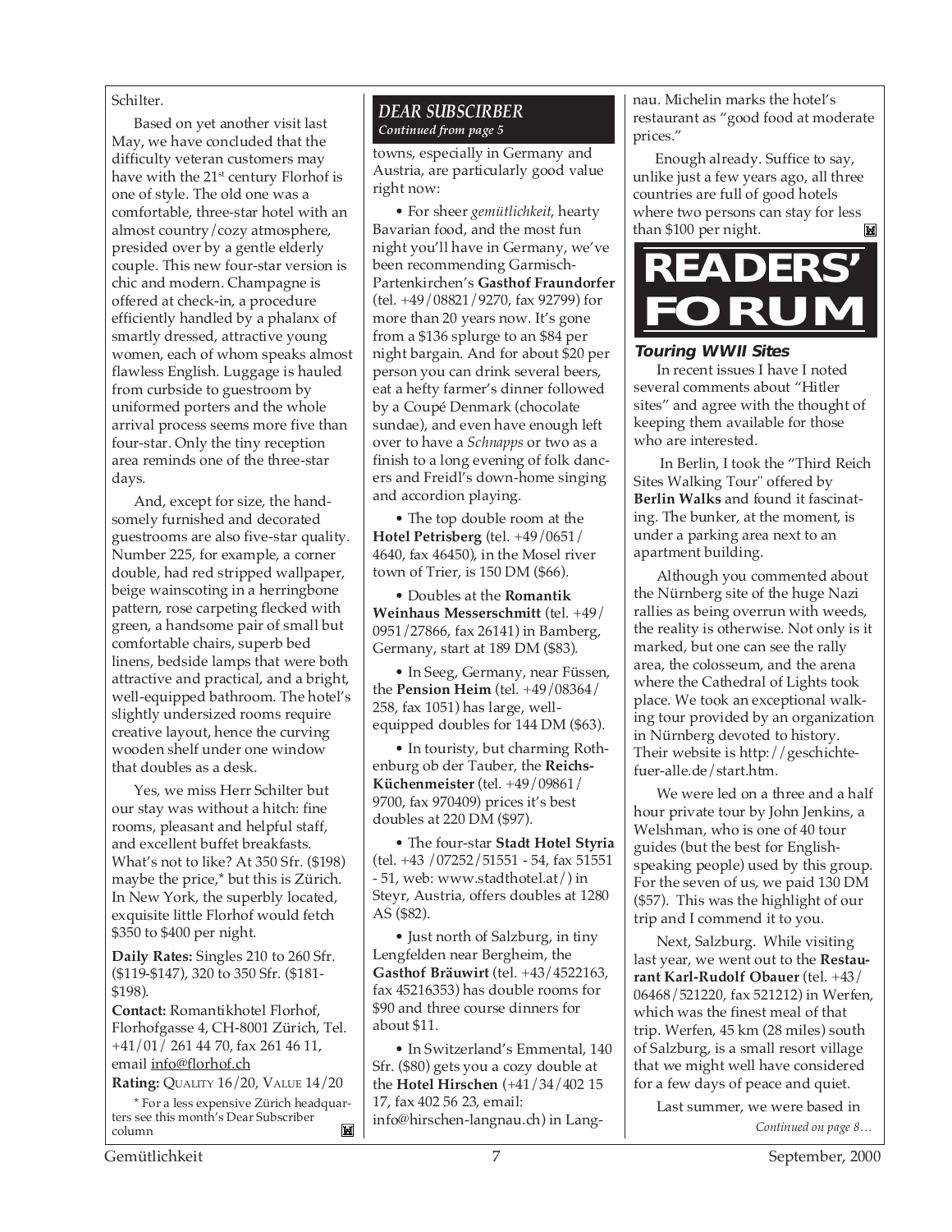Schilter.

Based on yet another visit last May, we have concluded that the difficulty veteran customers may have with the 21st century Florhof is one of style. The old one was a comfortable, three-star hotel with an almost country/cozy atmosphere, presided over by a gentle elderly couple. This new four-star version is chic and modern. Champagne is offered at check-in, a procedure efficiently handled by a phalanx of smartly dressed, attractive young women, each of whom speaks almost flawless English. Luggage is hauled from curbside to guestroom by uniformed porters and the whole arrival process seems more five than four-star. Only the tiny reception area reminds one of the three-star days.

And, except for size, the handsomely furnished and decorated guestrooms are also five-star quality. Number 225, for example, a corner double, had red stripped wallpaper, beige wainscoting in a herringbone pattern, rose carpeting flecked with green, a handsome pair of small but comfortable chairs, superb bed linens, bedside lamps that were both attractive and practical, and a bright, well-equipped bathroom. The hotel's slightly undersized rooms require creative layout, hence the curving wooden shelf under one window that doubles as a desk.

Yes, we miss Herr Schilter but our stay was without a hitch: fine rooms, pleasant and helpful staff, and excellent buffet breakfasts. What's not to like? At 350 Sfr. ($198) maybe the price,* but this is Zürich. In New York, the superbly located, exquisite little Florhof would fetch $350 to $400 per night.

**Daily Rates:** Singles 210 to 260 Sfr. ($119-$147), 320 to 350 Sfr. ($181-$198).

**Contact:** Romantikhotel Florhof, Florhofgasse 4, CH-8001 Zürich, Tel. +41/01/ 261 44 70, fax 261 46 11, email info@florhof.ch

**Rating:** QUALITY 16/20, VALUE 14/20

\* For a less expensive Zürich headquarters see this month's Dear Subscriber column

## DEAR SUBSCRIBER
*Continued from page 5*

towns, especially in Germany and Austria, are particularly good value right now:

• For sheer *gemütlichkeit*, hearty Bavarian food, and the most fun night you'll have in Germany, we've been recommending Garmisch-Partenkirchen's **Gasthof Fraundorfer** (tel. +49/08821/9270, fax 92799) for more than 20 years now. It's gone from a $136 splurge to an $84 per night bargain. And for about $20 per person you can drink several beers, eat a hefty farmer's dinner followed by a Coupé Denmark (chocolate sundae), and even have enough left over to have a *Schnapps* or two as a finish to a long evening of folk dancers and Freidl's down-home singing and accordion playing.

• The top double room at the **Hotel Petrisberg** (tel. +49/0651/4640, fax 46450), in the Mosel river town of Trier, is 150 DM ($66).

• Doubles at the **Romantik Weinhaus Messerschmitt** (tel. +49/0951/27866, fax 26141) in Bamberg, Germany, start at 189 DM ($83).

• In Seeg, Germany, near Füssen, the **Pension Heim** (tel. +49/08364/258, fax 1051) has large, well-equipped doubles for 144 DM ($63).

• In touristy, but charming Rothenburg ob der Tauber, the **Reichs-Küchenmeister** (tel. +49/09861/9700, fax 970409) prices it's best doubles at 220 DM ($97).

• The four-star **Stadt Hotel Styria** (tel. +43 /07252/51551 - 54, fax 51551 - 51, web: www.stadthotel.at/) in Steyr, Austria, offers doubles at 1280 AS ($82).

• Just north of Salzburg, in tiny Lengfelden near Bergheim, the **Gasthof Bräuwirt** (tel. +43/4522163, fax 45216353) has double rooms for $90 and three course dinners for about $11.

• In Switzerland's Emmental, 140 Sfr. ($80) gets you a cozy double at the **Hotel Hirschen** (+41/34/402 15 17, fax 402 56 23, email: info@hirschen-langnau.ch) in Langnau. Michelin marks the hotel's restaurant as "good food at moderate prices."

Enough already. Suffice to say, unlike just a few years ago, all three countries are full of good hotels where two persons can stay for less than $100 per night.

# READERS' FORUM

### Touring WWII Sites

In recent issues I have I noted several comments about "Hitler sites" and agree with the thought of keeping them available for those who are interested.

In Berlin, I took the "Third Reich Sites Walking Tour" offered by **Berlin Walks** and found it fascinating. The bunker, at the moment, is under a parking area next to an apartment building.

Although you commented about the Nürnberg site of the huge Nazi rallies as being overrun with weeds, the reality is otherwise. Not only is it marked, but one can see the rally area, the colosseum, and the arena where the Cathedral of Lights took place. We took an exceptional walking tour provided by an organization in Nürnberg devoted to history. Their website is http://geschichte-fuer-alle.de/start.htm.

We were led on a three and a half hour private tour by John Jenkins, a Welshman, who is one of 40 tour guides (but the best for English-speaking people) used by this group. For the seven of us, we paid 130 DM ($57). This was the highlight of our trip and I commend it to you.

Next, Salzburg. While visiting last year, we went out to the **Restaurant Karl-Rudolf Obauer** (tel. +43/06468/521220, fax 521212) in Werfen, which was the finest meal of that trip. Werfen, 45 km (28 miles) south of Salzburg, is a small resort village that we might well have considered for a few days of peace and quiet.

Last summer, we were based in

*Continued on page 8…*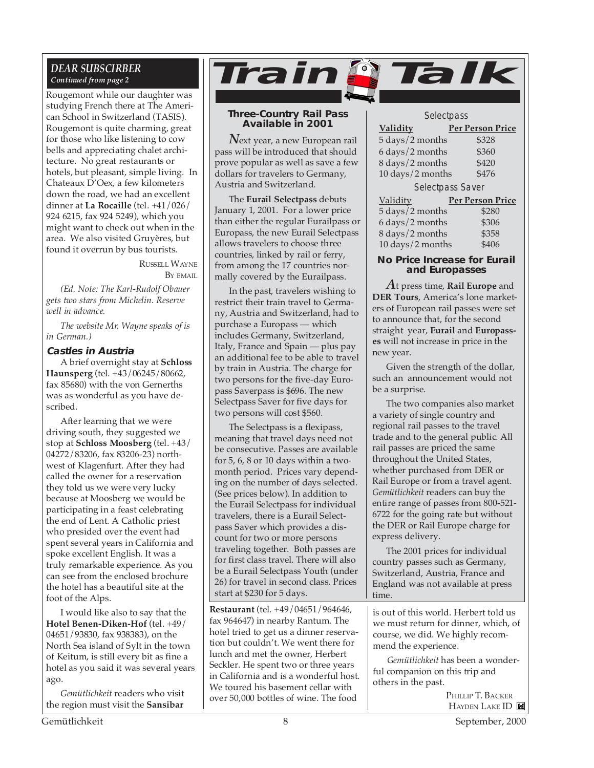## DEAR SUBSCRIBER

*Continued from page 2*

Rougemont while our daughter was studying French there at The American School in Switzerland (TASIS). Rougemont is quite charming, great for those who like listening to cow bells and appreciating chalet architecture. No great restaurants or hotels, but pleasant, simple living. In Chateaux D'Oex, a few kilometers down the road, we had an excellent dinner at **La Rocaille** (tel. +41/026/924 6215, fax 924 5249), which you might want to check out when in the area. We also visited Gruyères, but found it overrun by bus tourists.

RUSSELL WAYNE
BY EMAIL

*(Ed. Note: The Karl-Rudolf Obauer gets two stars from Michelin. Reserve well in advance.*

*The website Mr. Wayne speaks of is in German.)*

### Castles in Austria

A brief overnight stay at **Schloss Haunsperg** (tel. +43/06245/80662, fax 85680) with the von Gernerths was as wonderful as you have described.

After learning that we were driving south, they suggested we stop at **Schloss Moosberg** (tel. +43/04272/83206, fax 83206-23) northwest of Klagenfurt. After they had called the owner for a reservation they told us we were very lucky because at Moosberg we would be participating in a feast celebrating the end of Lent. A Catholic priest who presided over the event had spent several years in California and spoke excellent English. It was a truly remarkable experience. As you can see from the enclosed brochure the hotel has a beautiful site at the foot of the Alps.

I would like also to say that the **Hotel Benen-Diken-Hof** (tel. +49/04651/93830, fax 938383), on the North Sea island of Sylt in the town of Keitum, is still every bit as fine a hotel as you said it was several years ago.

*Gemütlichkeit* readers who visit the region must visit the **Sansibar Restaurant** (tel. +49/04651/964646, fax 964647) in nearby Rantum. The hotel tried to get us a dinner reservation but couldn't. We went there for lunch and met the owner, Herbert Seckler. He spent two or three years in California and is a wonderful host. We toured his basement cellar with over 50,000 bottles of wine. The food is out of this world. Herbert told us we must return for dinner, which, of course, we did. We highly recommend the experience.

*Gemütlichkeit* has been a wonderful companion on this trip and others in the past.

PHILLIP T. BACKER
HAYDEN LAKE ID

# Train Talk

## Three-Country Rail Pass Available in 2001

Next year, a new European rail pass will be introduced that should prove popular as well as save a few dollars for travelers to Germany, Austria and Switzerland.

The **Eurail Selectpass** debuts January 1, 2001. For a lower price than either the regular Eurailpass or Europass, the new Eurail Selectpass allows travelers to choose three countries, linked by rail or ferry, from among the 17 countries normally covered by the Eurailpass.

In the past, travelers wishing to restrict their train travel to Germany, Austria and Switzerland, had to purchase a Europass — which includes Germany, Switzerland, Italy, France and Spain — plus pay an additional fee to be able to travel by train in Austria. The charge for two persons for the five-day Europass Saverpass is $696. The new Selectpass Saver for five days for two persons will cost $560.

The Selectpass is a flexipass, meaning that travel days need not be consecutive. Passes are available for 5, 6, 8 or 10 days within a two-month period. Prices vary depending on the number of days selected. (See prices below). In addition to the Eurail Selectpass for individual travelers, there is a Eurail Selectpass Saver which provides a discount for two or more persons traveling together. Both passes are for first class travel. There will also be a Eurail Selectpass Youth (under 26) for travel in second class. Prices start at $230 for 5 days.

**Selectpass**

| Validity | Per Person Price |
|---|---|
| 5 days/2 months | $328 |
| 6 days/2 months | $360 |
| 8 days/2 months | $420 |
| 10 days/2 months | $476 |

**Selectpass Saver**

| Validity | Per Person Price |
|---|---|
| 5 days/2 months | $280 |
| 6 days/2 months | $306 |
| 8 days/2 months | $358 |
| 10 days/2 months | $406 |

## No Price Increase for Eurail and Europasses

At press time, **Rail Europe** and **DER Tours**, America's lone marketers of European rail passes were set to announce that, for the second straight year, **Eurail** and **Europasses** will not increase in price in the new year.

Given the strength of the dollar, such an announcement would not be a surprise.

The two companies also market a variety of single country and regional rail passes to the travel trade and to the general public. All rail passes are priced the same throughout the United States, whether purchased from DER or Rail Europe or from a travel agent. *Gemütlichkeit* readers can buy the entire range of passes from 800-521-6722 for the going rate but without the DER or Rail Europe charge for express delivery.

The 2001 prices for individual country passes such as Germany, Switzerland, Austria, France and England was not available at press time.